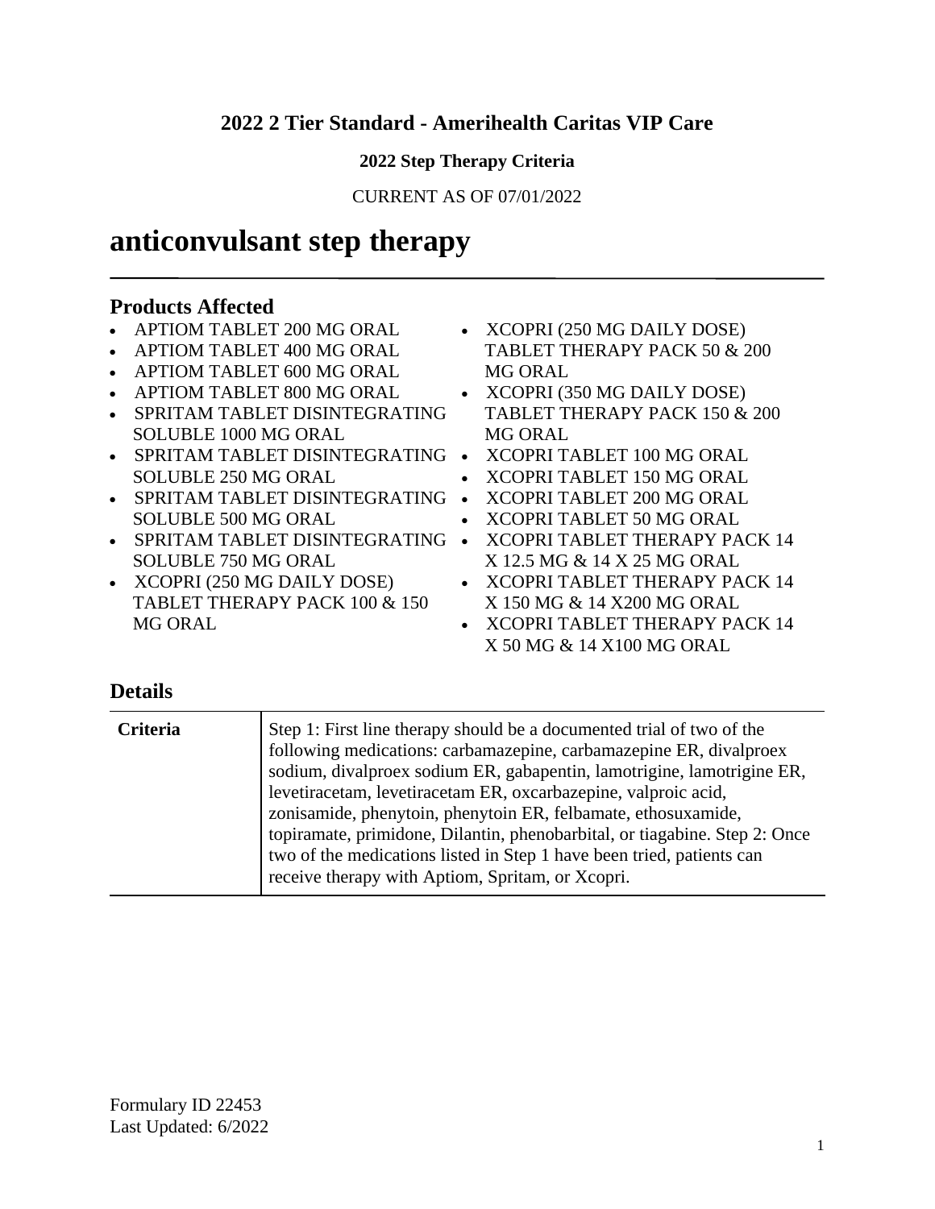**2022 2 Tier Standard - Amerihealth Caritas VIP Care**

**2022 Step Therapy Criteria**

CURRENT AS OF 07/01/2022

# anticonvulsant step therapy

## Products Affected

- APTIOM TABLET 200 MG ORAL
- APTIOM TABLET 400 MG ORAL
- APTIOM TABLET 600 MG ORAL
- APTIOM TABLET 800 MG ORAL
- SPRITAM TABLET DISINTEGRATING SOLUBLE 1000 MG ORAL
- SPRITAM TABLET DISINTEGRATING SOLUBLE 250 MG ORAL
- SPRITAM TABLET DISINTEGRATING SOLUBLE 500 MG ORAL
- SPRITAM TABLET DISINTEGRATING SOLUBLE 750 MG ORAL
- XCOPRI (250 MG DAILY DOSE) TABLET THERAPY PACK 100 & 150 MG ORAL
- XCOPRI (250 MG DAILY DOSE) TABLET THERAPY PACK 50 & 200 MG ORAL
- XCOPRI (350 MG DAILY DOSE) TABLET THERAPY PACK 150 & 200 MG ORAL
- XCOPRI TABLET 100 MG ORAL
- XCOPRI TABLET 150 MG ORAL
- XCOPRI TABLET 200 MG ORAL
- XCOPRI TABLET 50 MG ORAL
- XCOPRI TABLET THERAPY PACK 14 X 12.5 MG & 14 X 25 MG ORAL
- XCOPRI TABLET THERAPY PACK 14 X 150 MG & 14 X200 MG ORAL
- XCOPRI TABLET THERAPY PACK 14 X 50 MG & 14 X100 MG ORAL

## Details

| | |
|---|---|
| **Criteria** | Step 1: First line therapy should be a documented trial of two of the following medications: carbamazepine, carbamazepine ER, divalproex sodium, divalproex sodium ER, gabapentin, lamotrigine, lamotrigine ER, levetiracetam, levetiracetam ER, oxcarbazepine, valproic acid, zonisamide, phenytoin, phenytoin ER, felbamate, ethosuxamide, topiramate, primidone, Dilantin, phenobarbital, or tiagabine. Step 2: Once two of the medications listed in Step 1 have been tried, patients can receive therapy with Aptiom, Spritam, or Xcopri. |

Formulary ID 22453
Last Updated: 6/2022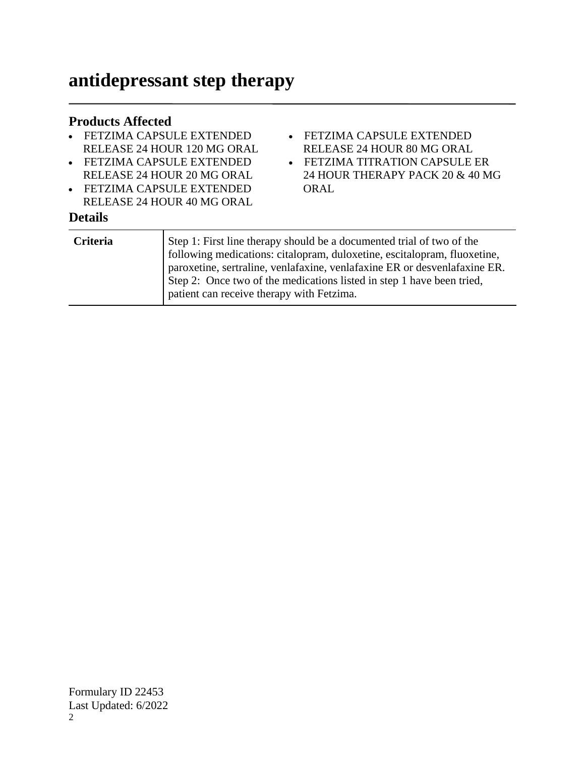# antidepressant step therapy

## Products Affected

- FETZIMA CAPSULE EXTENDED RELEASE 24 HOUR 120 MG ORAL
- FETZIMA CAPSULE EXTENDED RELEASE 24 HOUR 20 MG ORAL
- FETZIMA CAPSULE EXTENDED RELEASE 24 HOUR 40 MG ORAL
- FETZIMA CAPSULE EXTENDED RELEASE 24 HOUR 80 MG ORAL
- FETZIMA TITRATION CAPSULE ER 24 HOUR THERAPY PACK 20 & 40 MG ORAL

## Details

| | |
|---|---|
| **Criteria** | Step 1: First line therapy should be a documented trial of two of the following medications: citalopram, duloxetine, escitalopram, fluoxetine, paroxetine, sertraline, venlafaxine, venlafaxine ER or desvenlafaxine ER. Step 2: Once two of the medications listed in step 1 have been tried, patient can receive therapy with Fetzima. |

Formulary ID 22453
Last Updated: 6/2022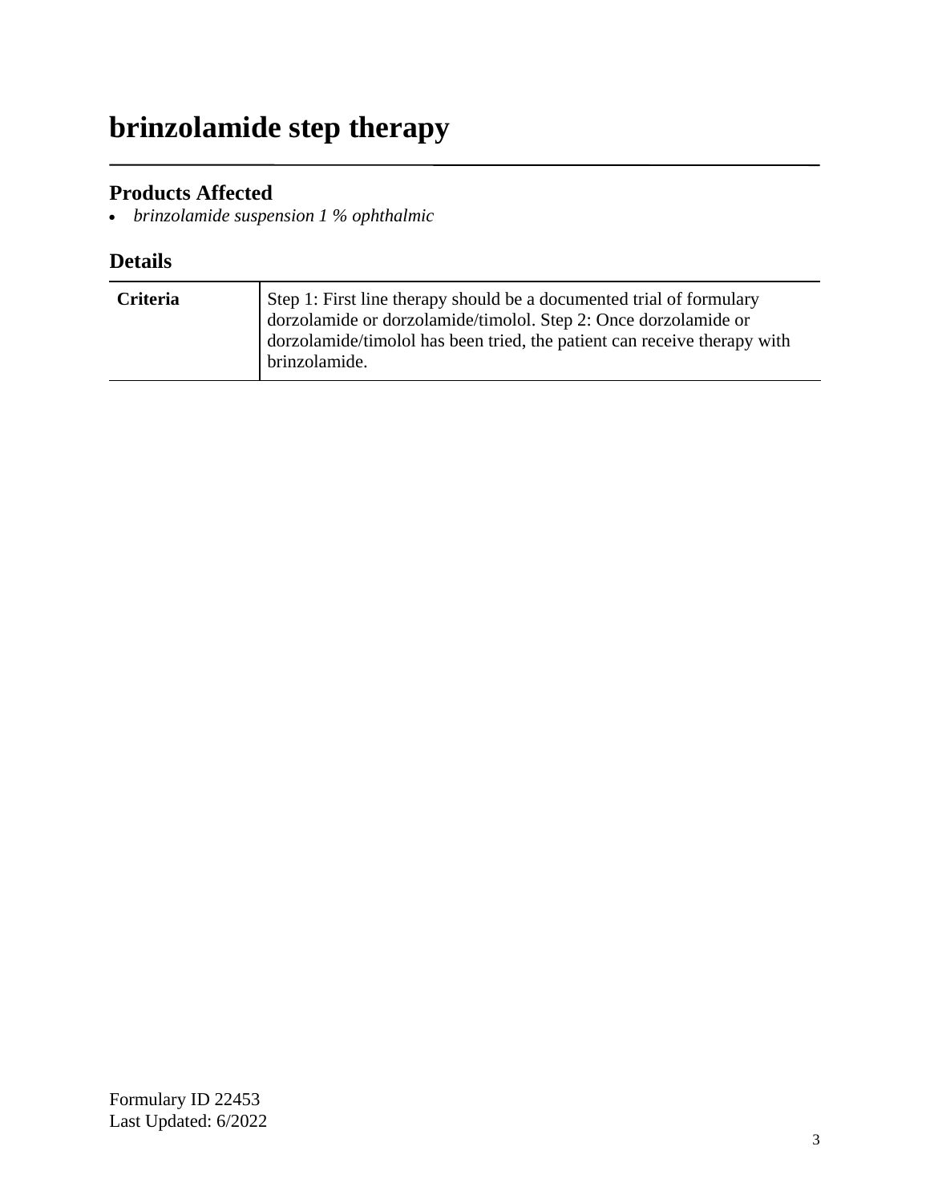# brinzolamide step therapy

## Products Affected

- *brinzolamide suspension 1 % ophthalmic*

## Details

| Criteria | Step 1: First line therapy should be a documented trial of formulary dorzolamide or dorzolamide/timolol. Step 2: Once dorzolamide or dorzolamide/timolol has been tried, the patient can receive therapy with brinzolamide. |
|---|---|

Formulary ID 22453
Last Updated: 6/2022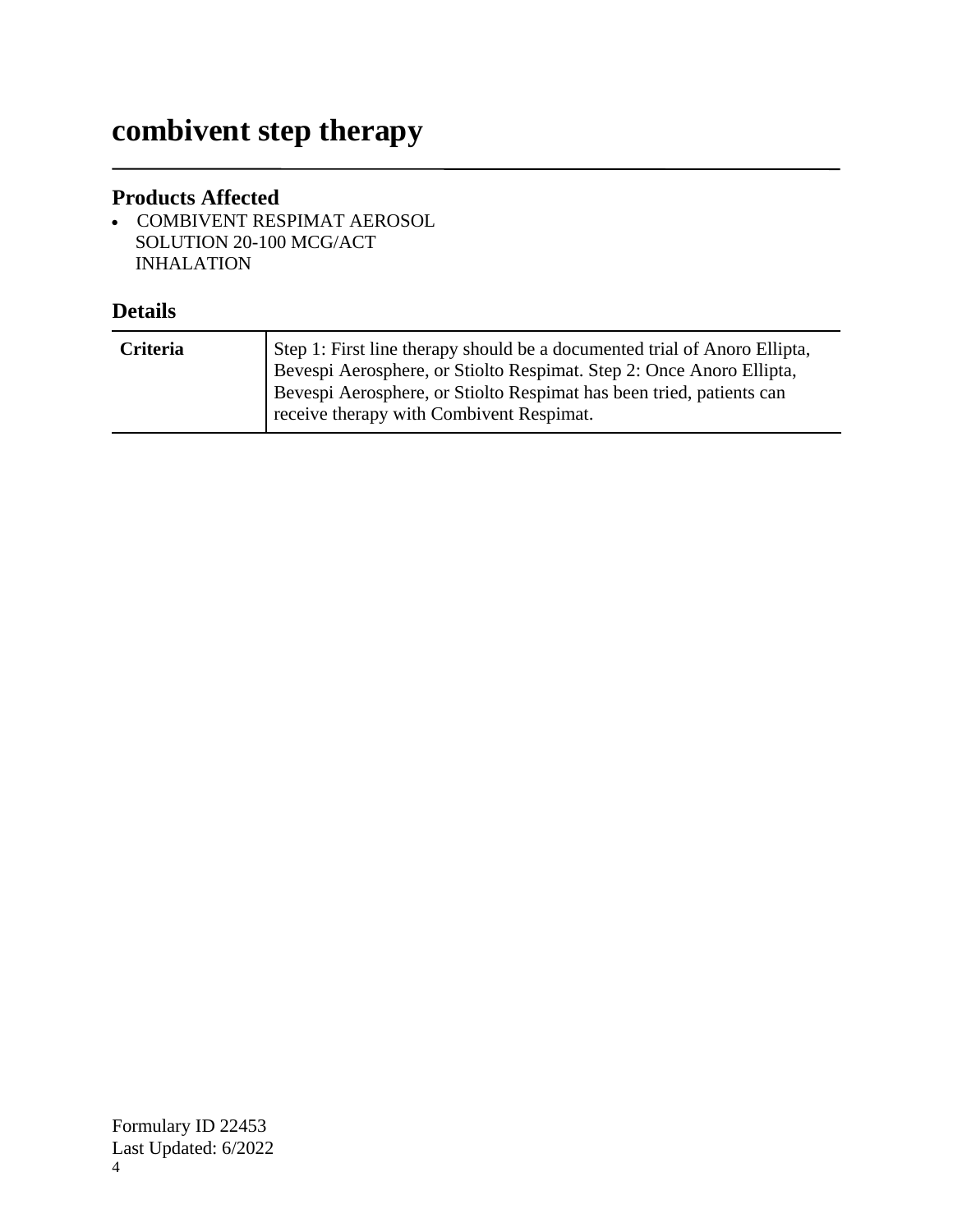# combivent step therapy

## Products Affected

- COMBIVENT RESPIMAT AEROSOL SOLUTION 20-100 MCG/ACT INHALATION

## Details

| | |
|---|---|
| **Criteria** | Step 1: First line therapy should be a documented trial of Anoro Ellipta, Bevespi Aerosphere, or Stiolto Respimat. Step 2: Once Anoro Ellipta, Bevespi Aerosphere, or Stiolto Respimat has been tried, patients can receive therapy with Combivent Respimat. |

Formulary ID 22453
Last Updated: 6/2022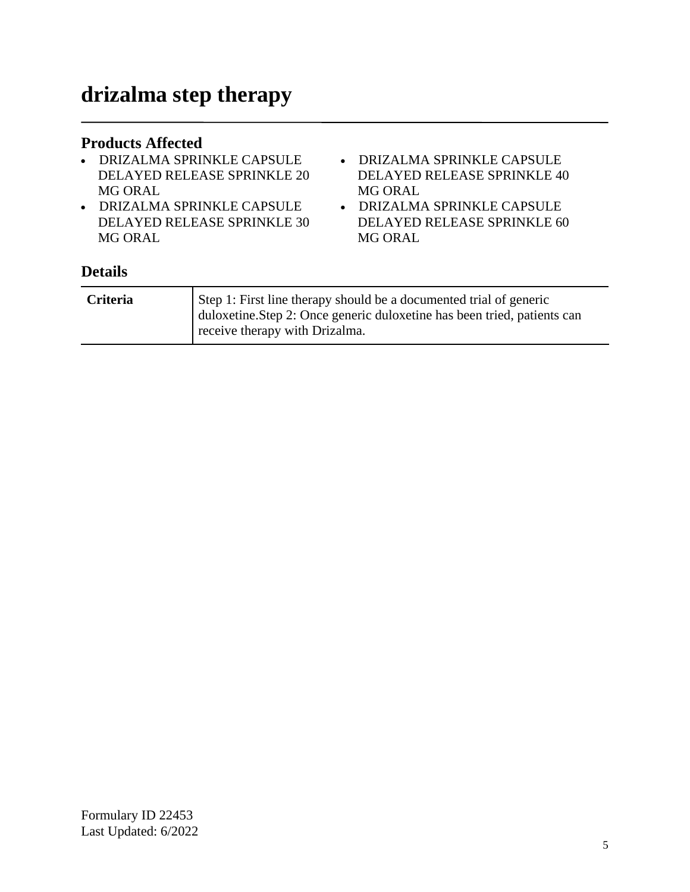# drizalma step therapy

## Products Affected

- DRIZALMA SPRINKLE CAPSULE DELAYED RELEASE SPRINKLE 20 MG ORAL
- DRIZALMA SPRINKLE CAPSULE DELAYED RELEASE SPRINKLE 30 MG ORAL
- DRIZALMA SPRINKLE CAPSULE DELAYED RELEASE SPRINKLE 40 MG ORAL
- DRIZALMA SPRINKLE CAPSULE DELAYED RELEASE SPRINKLE 60 MG ORAL

## Details

| | |
|---|---|
| **Criteria** | Step 1: First line therapy should be a documented trial of generic duloxetine.Step 2: Once generic duloxetine has been tried, patients can receive therapy with Drizalma. |

Formulary ID 22453
Last Updated: 6/2022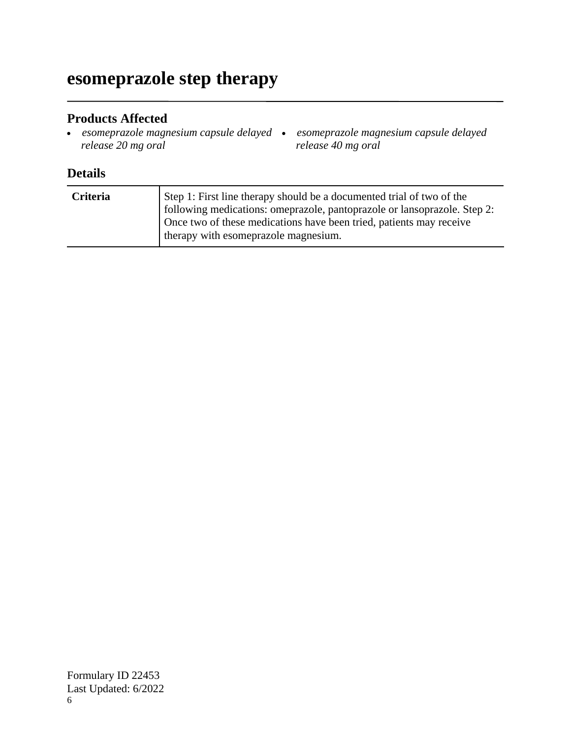# esomeprazole step therapy

## Products Affected

- *esomeprazole magnesium capsule delayed release 20 mg oral*
- *esomeprazole magnesium capsule delayed release 40 mg oral*

## Details

| | |
|---|---|
| **Criteria** | Step 1: First line therapy should be a documented trial of two of the following medications: omeprazole, pantoprazole or lansoprazole. Step 2: Once two of these medications have been tried, patients may receive therapy with esomeprazole magnesium. |

Formulary ID 22453
Last Updated: 6/2022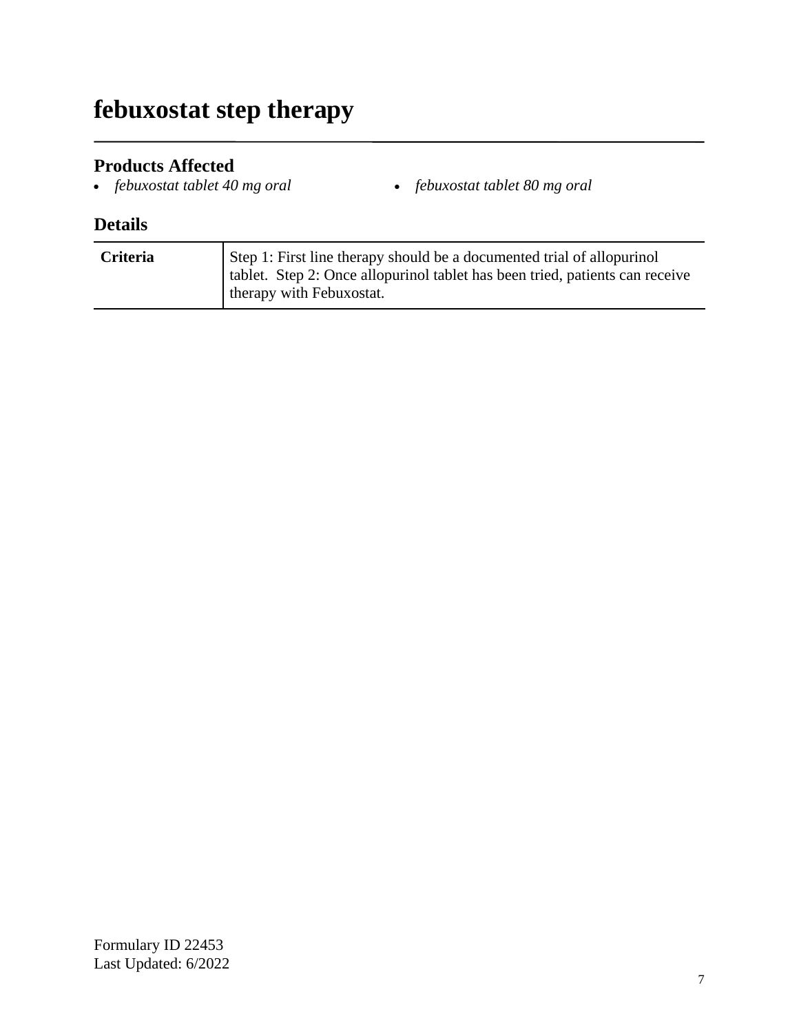# febuxostat step therapy

## Products Affected

- *febuxostat tablet 40 mg oral*
- *febuxostat tablet 80 mg oral*

## Details

| | |
|---|---|
| **Criteria** | Step 1: First line therapy should be a documented trial of allopurinol tablet.  Step 2: Once allopurinol tablet has been tried, patients can receive therapy with Febuxostat. |

Formulary ID 22453
Last Updated: 6/2022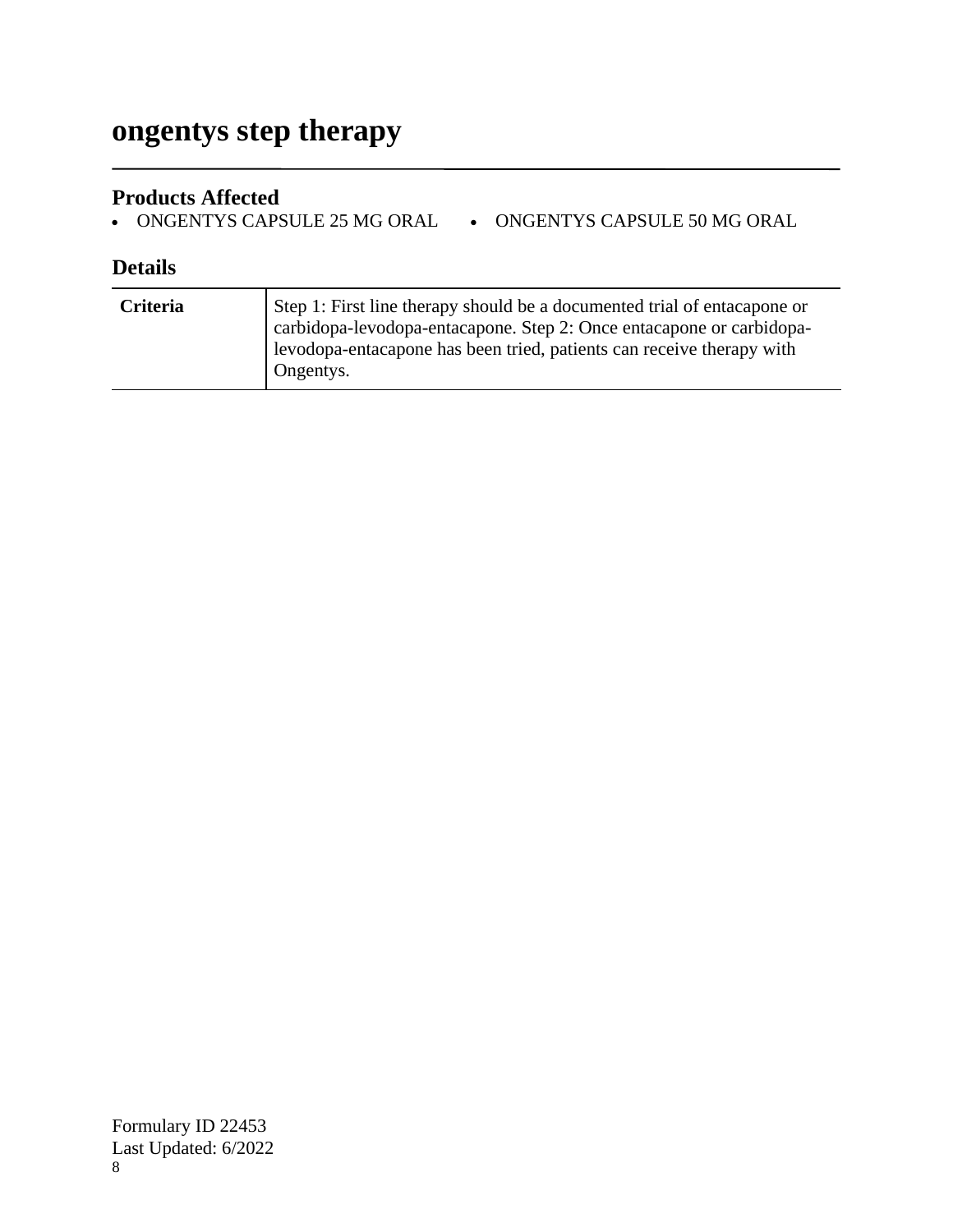# ongentys step therapy

## Products Affected

- ONGENTYS CAPSULE 25 MG ORAL
- ONGENTYS CAPSULE 50 MG ORAL

## Details

| | |
|---|---|
| **Criteria** | Step 1: First line therapy should be a documented trial of entacapone or carbidopa-levodopa-entacapone. Step 2: Once entacapone or carbidopa-levodopa-entacapone has been tried, patients can receive therapy with Ongentys. |

Formulary ID 22453
Last Updated: 6/2022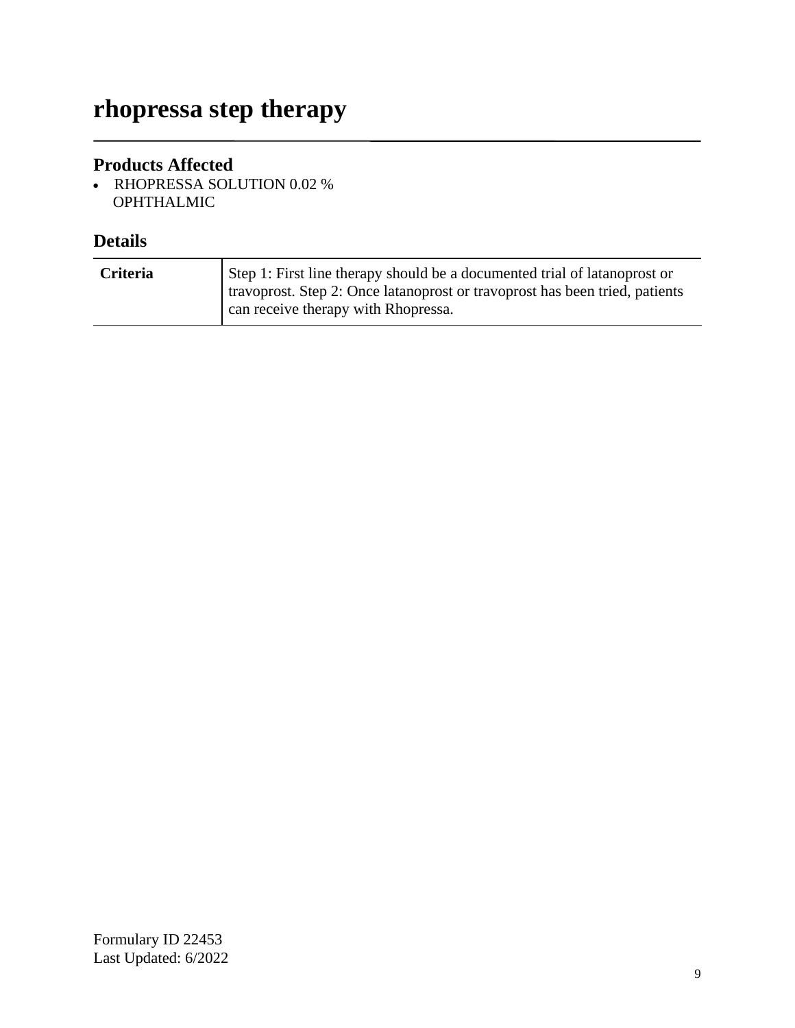# rhopressa step therapy

## Products Affected

- RHOPRESSA SOLUTION 0.02 % OPHTHALMIC

## Details

| | |
|---|---|
| **Criteria** | Step 1: First line therapy should be a documented trial of latanoprost or travoprost. Step 2: Once latanoprost or travoprost has been tried, patients can receive therapy with Rhopressa. |

Formulary ID 22453
Last Updated: 6/2022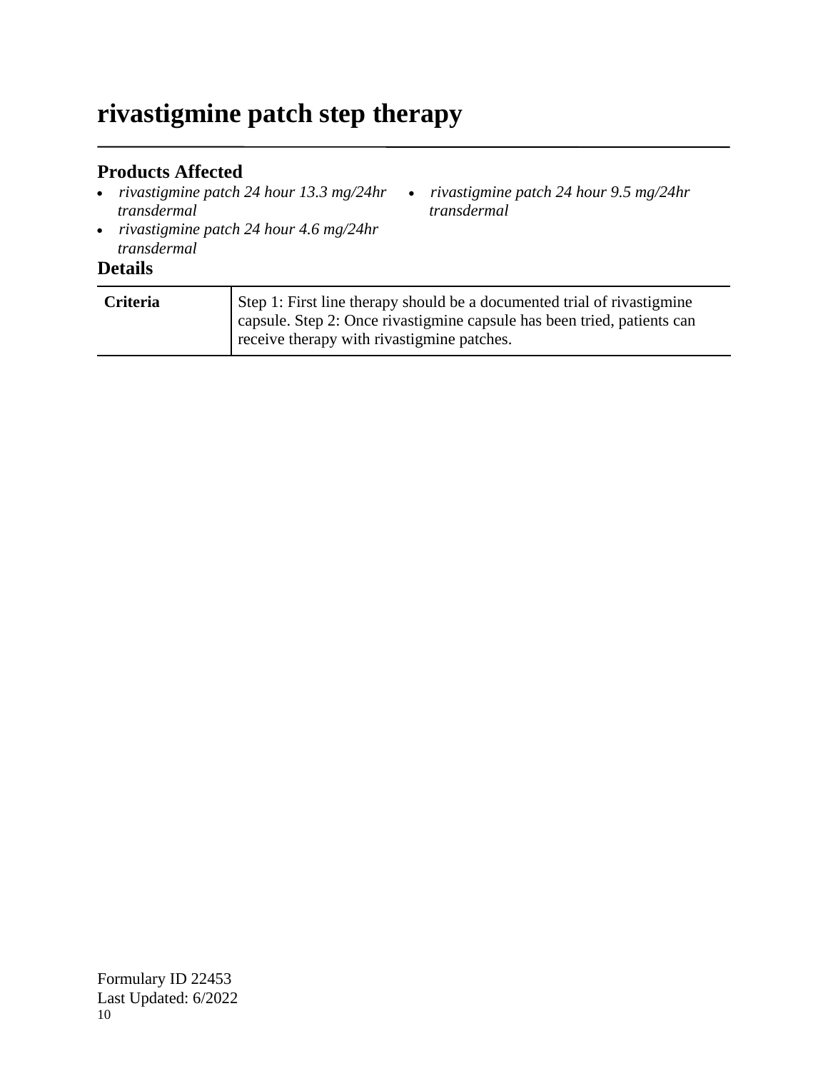# rivastigmine patch step therapy

## Products Affected

- *rivastigmine patch 24 hour 13.3 mg/24hr transdermal*
- *rivastigmine patch 24 hour 4.6 mg/24hr transdermal*
- *rivastigmine patch 24 hour 9.5 mg/24hr transdermal*

## Details

| | |
|---|---|
| **Criteria** | Step 1: First line therapy should be a documented trial of rivastigmine capsule. Step 2: Once rivastigmine capsule has been tried, patients can receive therapy with rivastigmine patches. |

Formulary ID 22453
Last Updated: 6/2022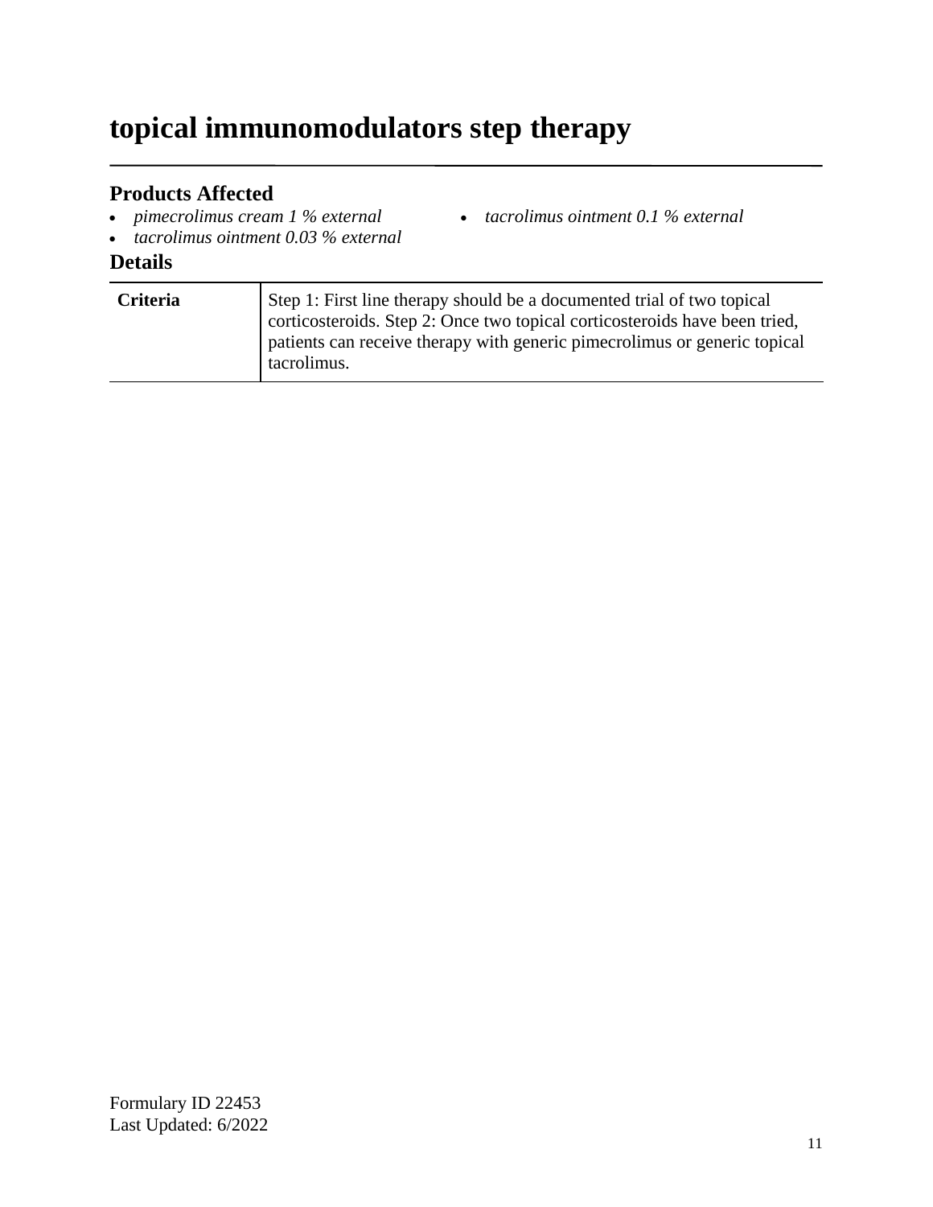# topical immunomodulators step therapy

## Products Affected

- *pimecrolimus cream 1 % external*
- *tacrolimus ointment 0.03 % external*
- *tacrolimus ointment 0.1 % external*

## Details

| Criteria | Step 1: First line therapy should be a documented trial of two topical corticosteroids. Step 2: Once two topical corticosteroids have been tried, patients can receive therapy with generic pimecrolimus or generic topical tacrolimus. |
|---|---|

Formulary ID 22453
Last Updated: 6/2022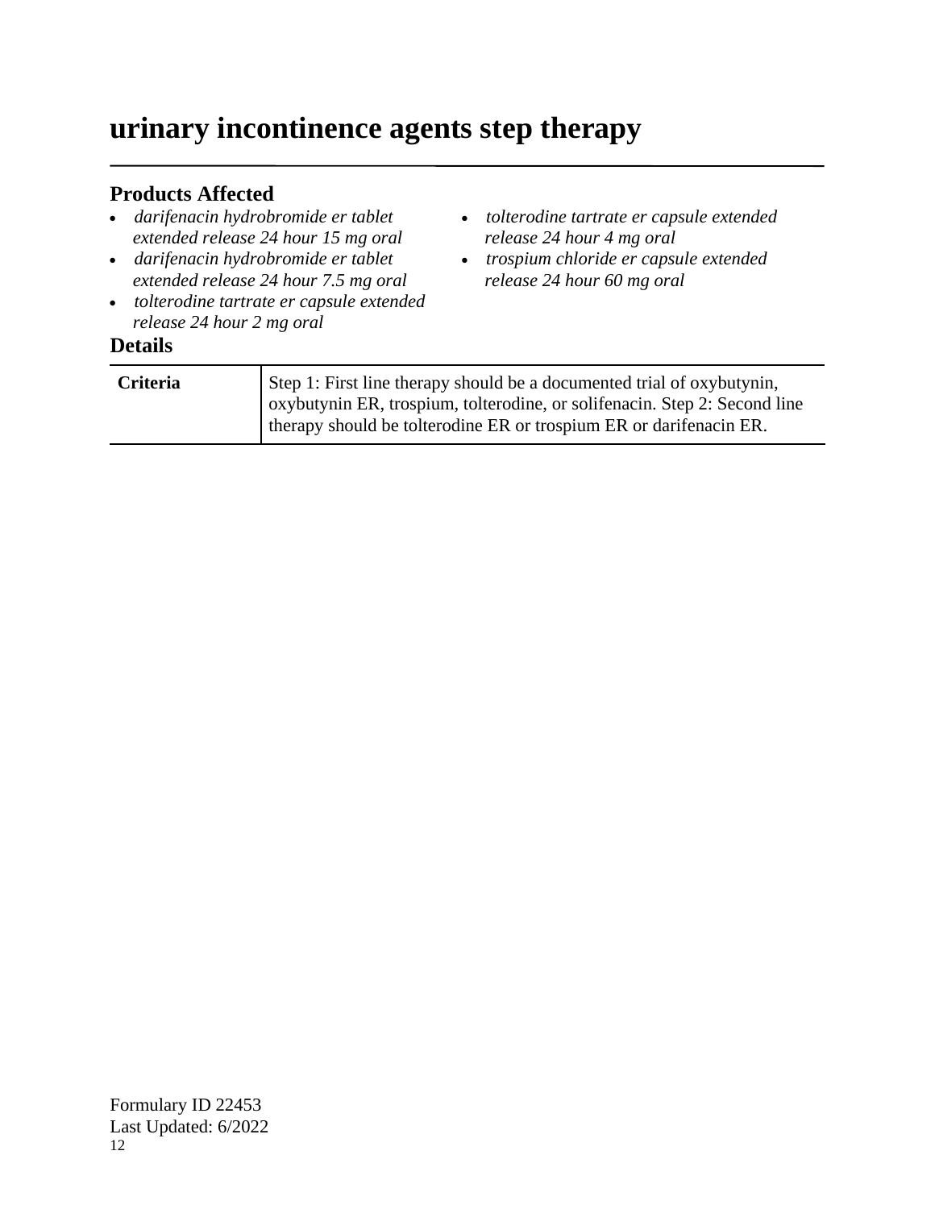# urinary incontinence agents step therapy

## Products Affected

- *darifenacin hydrobromide er tablet extended release 24 hour 15 mg oral*
- *darifenacin hydrobromide er tablet extended release 24 hour 7.5 mg oral*
- *tolterodine tartrate er capsule extended release 24 hour 2 mg oral*
- *tolterodine tartrate er capsule extended release 24 hour 4 mg oral*
- *trospium chloride er capsule extended release 24 hour 60 mg oral*

## Details

| | |
|---|---|
| **Criteria** | Step 1: First line therapy should be a documented trial of oxybutynin, oxybutynin ER, trospium, tolterodine, or solifenacin. Step 2: Second line therapy should be tolterodine ER or trospium ER or darifenacin ER. |

Formulary ID 22453
Last Updated: 6/2022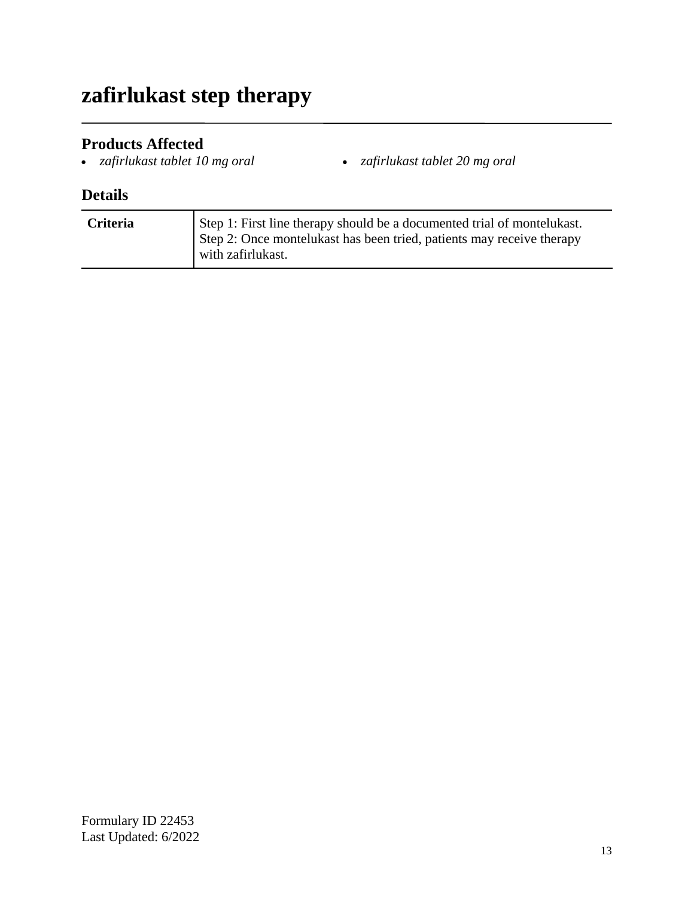# zafirlukast step therapy

## Products Affected

- *zafirlukast tablet 10 mg oral*
- *zafirlukast tablet 20 mg oral*

## Details

| **Criteria** | Step 1: First line therapy should be a documented trial of montelukast. Step 2: Once montelukast has been tried, patients may receive therapy with zafirlukast. |
|---|---|

Formulary ID 22453
Last Updated: 6/2022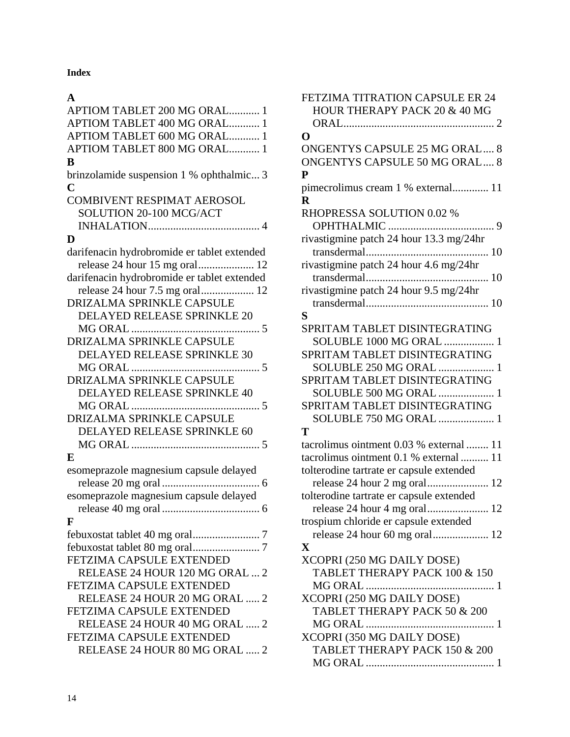**Index**

**A**

APTIOM TABLET 200 MG ORAL........... 1
APTIOM TABLET 400 MG ORAL........... 1
APTIOM TABLET 600 MG ORAL........... 1
APTIOM TABLET 800 MG ORAL........... 1

**B**

brinzolamide suspension 1 % ophthalmic... 3

**C**

COMBIVENT RESPIMAT AEROSOL SOLUTION 20-100 MCG/ACT INHALATION........................................ 4

**D**

darifenacin hydrobromide er tablet extended release 24 hour 15 mg oral.................... 12
darifenacin hydrobromide er tablet extended release 24 hour 7.5 mg oral................... 12
DRIZALMA SPRINKLE CAPSULE DELAYED RELEASE SPRINKLE 20 MG ORAL .............................................. 5
DRIZALMA SPRINKLE CAPSULE DELAYED RELEASE SPRINKLE 30 MG ORAL .............................................. 5
DRIZALMA SPRINKLE CAPSULE DELAYED RELEASE SPRINKLE 40 MG ORAL .............................................. 5
DRIZALMA SPRINKLE CAPSULE DELAYED RELEASE SPRINKLE 60 MG ORAL .............................................. 5

**E**

esomeprazole magnesium capsule delayed release 20 mg oral................................... 6
esomeprazole magnesium capsule delayed release 40 mg oral................................... 6

**F**

febuxostat tablet 40 mg oral........................ 7
febuxostat tablet 80 mg oral........................ 7
FETZIMA CAPSULE EXTENDED RELEASE 24 HOUR 120 MG ORAL ... 2
FETZIMA CAPSULE EXTENDED RELEASE 24 HOUR 20 MG ORAL ..... 2
FETZIMA CAPSULE EXTENDED RELEASE 24 HOUR 40 MG ORAL ..... 2
FETZIMA CAPSULE EXTENDED RELEASE 24 HOUR 80 MG ORAL ..... 2
FETZIMA TITRATION CAPSULE ER 24 HOUR THERAPY PACK 20 & 40 MG ORAL...................................................... 2

**O**

ONGENTYS CAPSULE 25 MG ORAL.... 8
ONGENTYS CAPSULE 50 MG ORAL.... 8

**P**

pimecrolimus cream 1 % external............. 11

**R**

RHOPRESSA SOLUTION 0.02 % OPHTHALMIC ...................................... 9
rivastigmine patch 24 hour 13.3 mg/24hr transdermal............................................ 10
rivastigmine patch 24 hour 4.6 mg/24hr transdermal............................................ 10
rivastigmine patch 24 hour 9.5 mg/24hr transdermal............................................ 10

**S**

SPRITAM TABLET DISINTEGRATING SOLUBLE 1000 MG ORAL .................. 1
SPRITAM TABLET DISINTEGRATING SOLUBLE 250 MG ORAL .................... 1
SPRITAM TABLET DISINTEGRATING SOLUBLE 500 MG ORAL .................... 1
SPRITAM TABLET DISINTEGRATING SOLUBLE 750 MG ORAL .................... 1

**T**

tacrolimus ointment 0.03 % external ........ 11
tacrolimus ointment 0.1 % external .......... 11
tolterodine tartrate er capsule extended release 24 hour 2 mg oral...................... 12
tolterodine tartrate er capsule extended release 24 hour 4 mg oral...................... 12
trospium chloride er capsule extended release 24 hour 60 mg oral.................... 12

**X**

XCOPRI (250 MG DAILY DOSE) TABLET THERAPY PACK 100 & 150 MG ORAL .............................................. 1
XCOPRI (250 MG DAILY DOSE) TABLET THERAPY PACK 50 & 200 MG ORAL .............................................. 1
XCOPRI (350 MG DAILY DOSE) TABLET THERAPY PACK 150 & 200 MG ORAL .............................................. 1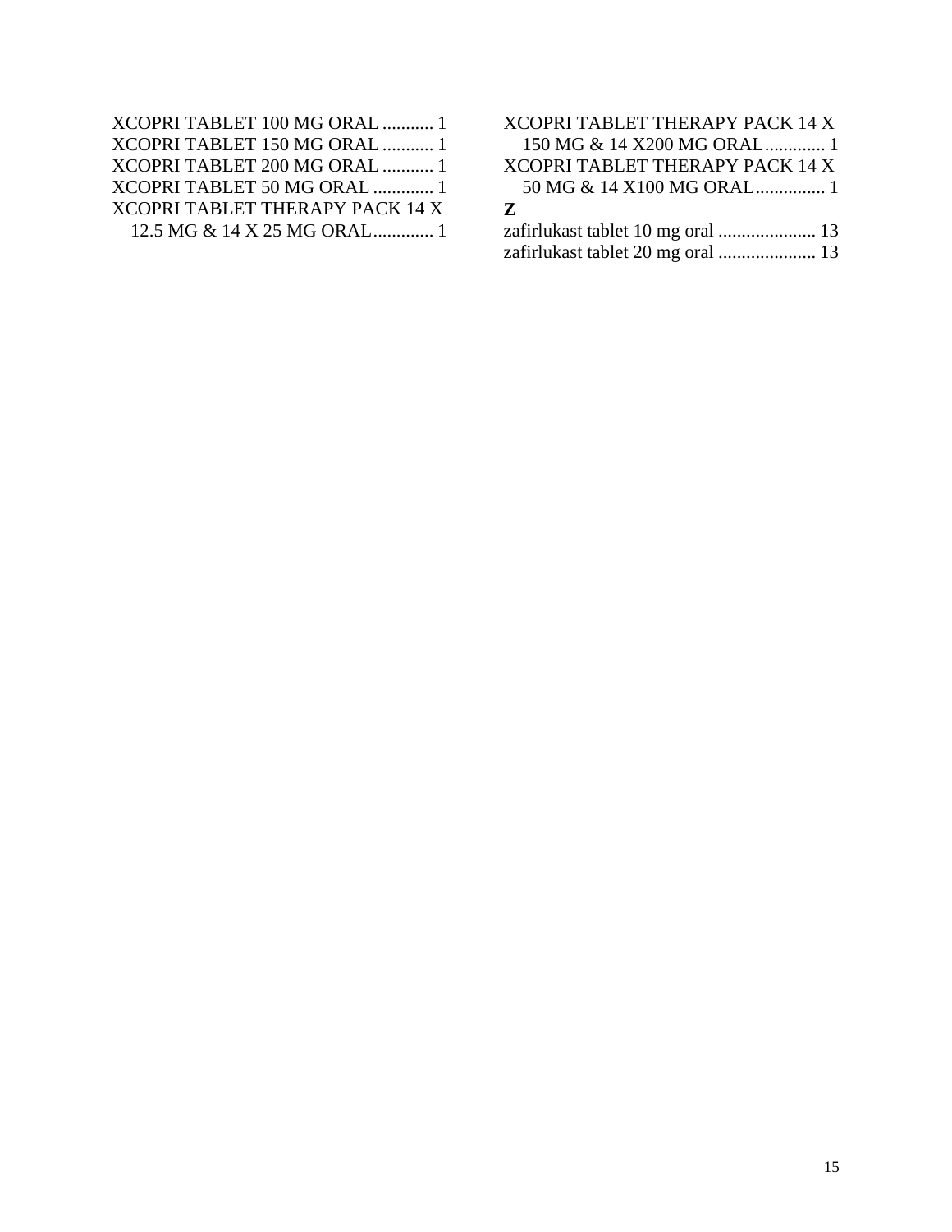XCOPRI TABLET 100 MG ORAL ........... 1
XCOPRI TABLET 150 MG ORAL ........... 1
XCOPRI TABLET 200 MG ORAL ........... 1
XCOPRI TABLET 50 MG ORAL ............. 1
XCOPRI TABLET THERAPY PACK 14 X 12.5 MG & 14 X 25 MG ORAL............. 1
XCOPRI TABLET THERAPY PACK 14 X 150 MG & 14 X200 MG ORAL............. 1
XCOPRI TABLET THERAPY PACK 14 X 50 MG & 14 X100 MG ORAL............... 1

**Z**

zafirlukast tablet 10 mg oral ..................... 13
zafirlukast tablet 20 mg oral ..................... 13